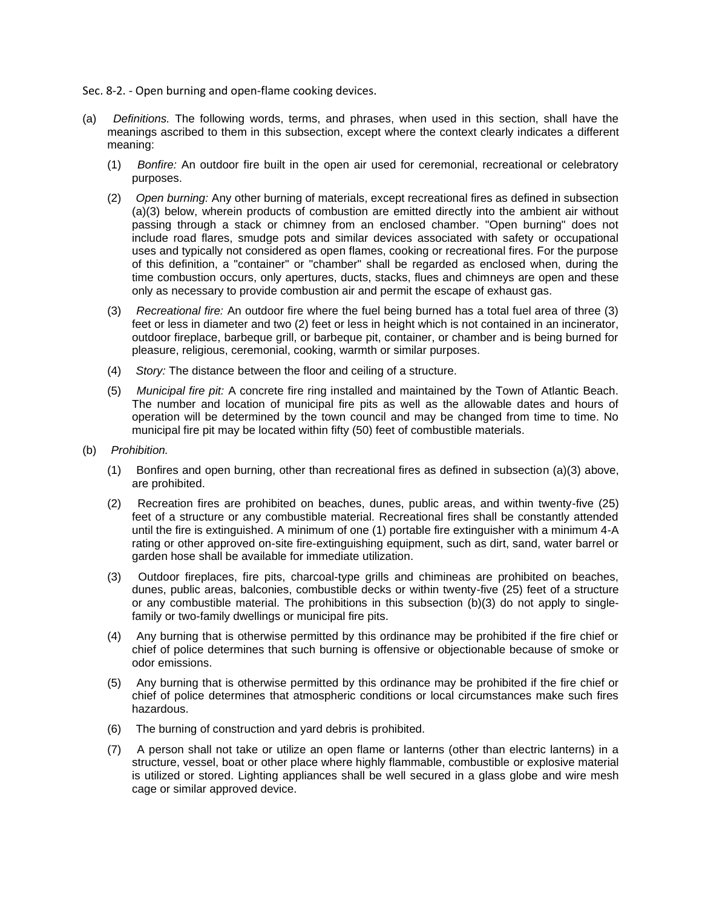Sec. 8-2. - Open burning and open-flame cooking devices.

(a) *Definitions.* The following words, terms, and phrases, when used in this section, shall have the meanings ascribed to them in this subsection, except where the context clearly indicates a different meaning:

(1) *Bonfire:* An outdoor fire built in the open air used for ceremonial, recreational or celebratory purposes.

(2) *Open burning:* Any other burning of materials, except recreational fires as defined in subsection (a)(3) below, wherein products of combustion are emitted directly into the ambient air without passing through a stack or chimney from an enclosed chamber. "Open burning" does not include road flares, smudge pots and similar devices associated with safety or occupational uses and typically not considered as open flames, cooking or recreational fires. For the purpose of this definition, a "container" or "chamber" shall be regarded as enclosed when, during the time combustion occurs, only apertures, ducts, stacks, flues and chimneys are open and these only as necessary to provide combustion air and permit the escape of exhaust gas.

(3) *Recreational fire:* An outdoor fire where the fuel being burned has a total fuel area of three (3) feet or less in diameter and two (2) feet or less in height which is not contained in an incinerator, outdoor fireplace, barbeque grill, or barbeque pit, container, or chamber and is being burned for pleasure, religious, ceremonial, cooking, warmth or similar purposes.

(4) *Story:* The distance between the floor and ceiling of a structure.

(5) *Municipal fire pit:* A concrete fire ring installed and maintained by the Town of Atlantic Beach. The number and location of municipal fire pits as well as the allowable dates and hours of operation will be determined by the town council and may be changed from time to time. No municipal fire pit may be located within fifty (50) feet of combustible materials.

(b) *Prohibition.*

(1) Bonfires and open burning, other than recreational fires as defined in subsection (a)(3) above, are prohibited.

(2) Recreation fires are prohibited on beaches, dunes, public areas, and within twenty-five (25) feet of a structure or any combustible material. Recreational fires shall be constantly attended until the fire is extinguished. A minimum of one (1) portable fire extinguisher with a minimum 4-A rating or other approved on-site fire-extinguishing equipment, such as dirt, sand, water barrel or garden hose shall be available for immediate utilization.

(3) Outdoor fireplaces, fire pits, charcoal-type grills and chimineas are prohibited on beaches, dunes, public areas, balconies, combustible decks or within twenty-five (25) feet of a structure or any combustible material. The prohibitions in this subsection (b)(3) do not apply to single-family or two-family dwellings or municipal fire pits.

(4) Any burning that is otherwise permitted by this ordinance may be prohibited if the fire chief or chief of police determines that such burning is offensive or objectionable because of smoke or odor emissions.

(5) Any burning that is otherwise permitted by this ordinance may be prohibited if the fire chief or chief of police determines that atmospheric conditions or local circumstances make such fires hazardous.

(6) The burning of construction and yard debris is prohibited.

(7) A person shall not take or utilize an open flame or lanterns (other than electric lanterns) in a structure, vessel, boat or other place where highly flammable, combustible or explosive material is utilized or stored. Lighting appliances shall be well secured in a glass globe and wire mesh cage or similar approved device.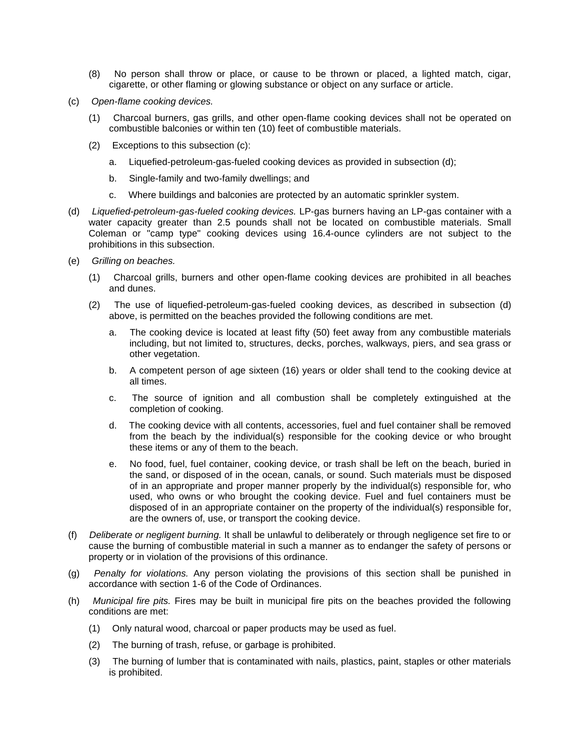(8) No person shall throw or place, or cause to be thrown or placed, a lighted match, cigar, cigarette, or other flaming or glowing substance or object on any surface or article.

(c) *Open-flame cooking devices.*

(1) Charcoal burners, gas grills, and other open-flame cooking devices shall not be operated on combustible balconies or within ten (10) feet of combustible materials.

(2) Exceptions to this subsection (c):

a. Liquefied-petroleum-gas-fueled cooking devices as provided in subsection (d);

b. Single-family and two-family dwellings; and

c. Where buildings and balconies are protected by an automatic sprinkler system.

(d) *Liquefied-petroleum-gas-fueled cooking devices.* LP-gas burners having an LP-gas container with a water capacity greater than 2.5 pounds shall not be located on combustible materials. Small Coleman or "camp type" cooking devices using 16.4-ounce cylinders are not subject to the prohibitions in this subsection.

(e) *Grilling on beaches.*

(1) Charcoal grills, burners and other open-flame cooking devices are prohibited in all beaches and dunes.

(2) The use of liquefied-petroleum-gas-fueled cooking devices, as described in subsection (d) above, is permitted on the beaches provided the following conditions are met.

a. The cooking device is located at least fifty (50) feet away from any combustible materials including, but not limited to, structures, decks, porches, walkways, piers, and sea grass or other vegetation.

b. A competent person of age sixteen (16) years or older shall tend to the cooking device at all times.

c. The source of ignition and all combustion shall be completely extinguished at the completion of cooking.

d. The cooking device with all contents, accessories, fuel and fuel container shall be removed from the beach by the individual(s) responsible for the cooking device or who brought these items or any of them to the beach.

e. No food, fuel, fuel container, cooking device, or trash shall be left on the beach, buried in the sand, or disposed of in the ocean, canals, or sound. Such materials must be disposed of in an appropriate and proper manner properly by the individual(s) responsible for, who used, who owns or who brought the cooking device. Fuel and fuel containers must be disposed of in an appropriate container on the property of the individual(s) responsible for, are the owners of, use, or transport the cooking device.

(f) *Deliberate or negligent burning.* It shall be unlawful to deliberately or through negligence set fire to or cause the burning of combustible material in such a manner as to endanger the safety of persons or property or in violation of the provisions of this ordinance.

(g) *Penalty for violations.* Any person violating the provisions of this section shall be punished in accordance with section 1-6 of the Code of Ordinances.

(h) *Municipal fire pits.* Fires may be built in municipal fire pits on the beaches provided the following conditions are met:

(1) Only natural wood, charcoal or paper products may be used as fuel.

(2) The burning of trash, refuse, or garbage is prohibited.

(3) The burning of lumber that is contaminated with nails, plastics, paint, staples or other materials is prohibited.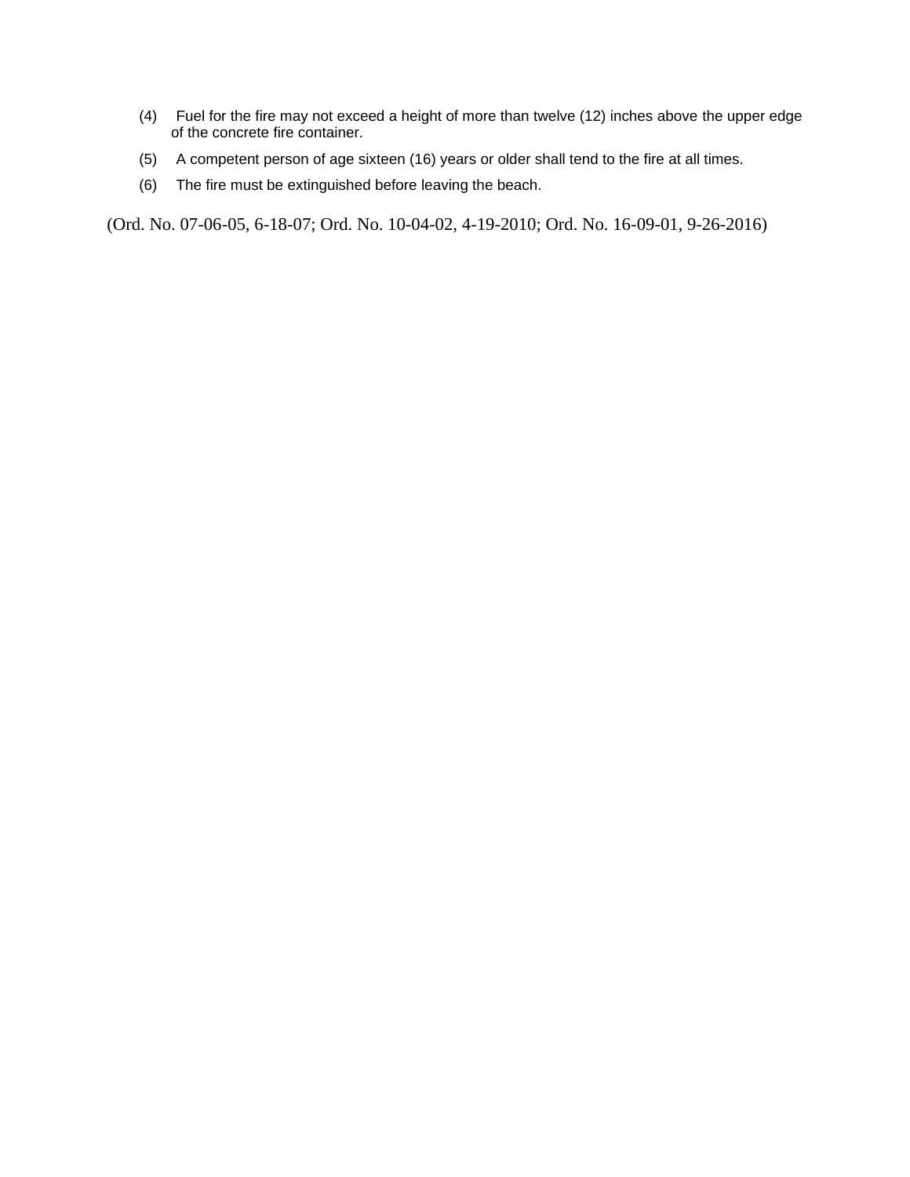(4) Fuel for the fire may not exceed a height of more than twelve (12) inches above the upper edge of the concrete fire container.

(5) A competent person of age sixteen (16) years or older shall tend to the fire at all times.

(6) The fire must be extinguished before leaving the beach.

(Ord. No. 07-06-05, 6-18-07; Ord. No. 10-04-02, 4-19-2010; Ord. No. 16-09-01, 9-26-2016)